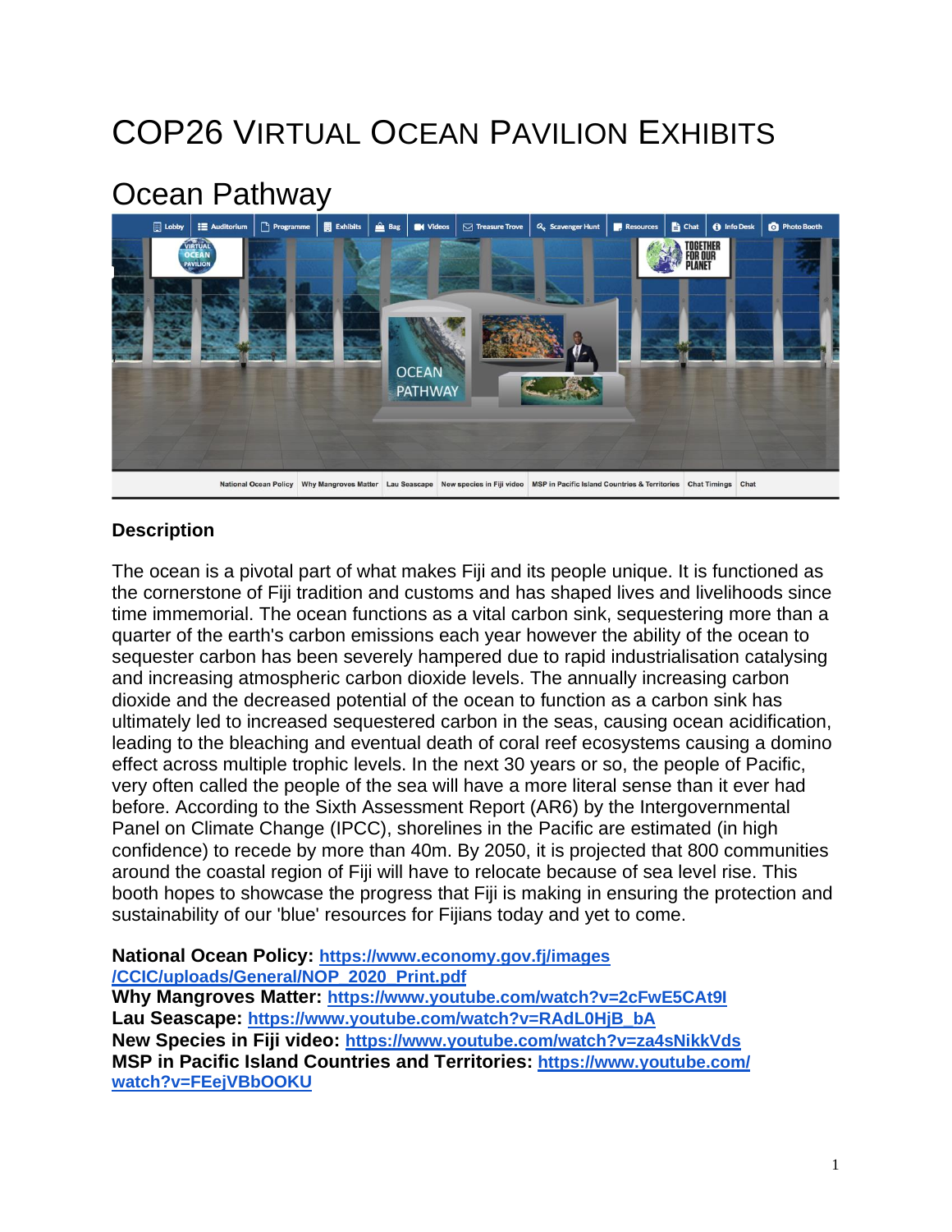# COP26 Virtual Ocean Pavilion Exhibits

## Ocean Pathway

**Description**

The ocean is a pivotal part of what makes Fiji and its people unique. It is functioned as the cornerstone of Fiji tradition and customs and has shaped lives and livelihoods since time immemorial. The ocean functions as a vital carbon sink, sequestering more than a quarter of the earth's carbon emissions each year however the ability of the ocean to sequester carbon has been severely hampered due to rapid industrialisation catalysing and increasing atmospheric carbon dioxide levels. The annually increasing carbon dioxide and the decreased potential of the ocean to function as a carbon sink has ultimately led to increased sequestered carbon in the seas, causing ocean acidification, leading to the bleaching and eventual death of coral reef ecosystems causing a domino effect across multiple trophic levels. In the next 30 years or so, the people of Pacific, very often called the people of the sea will have a more literal sense than it ever had before. According to the Sixth Assessment Report (AR6) by the Intergovernmental Panel on Climate Change (IPCC), shorelines in the Pacific are estimated (in high confidence) to recede by more than 40m. By 2050, it is projected that 800 communities around the coastal region of Fiji will have to relocate because of sea level rise. This booth hopes to showcase the progress that Fiji is making in ensuring the protection and sustainability of our 'blue' resources for Fijians today and yet to come.

**National Ocean Policy:** https://www.economy.gov.fj/images/CCIC/uploads/General/NOP_2020_Print.pdf
**Why Mangroves Matter:** https://www.youtube.com/watch?v=2cFwE5CAt9I
**Lau Seascape:** https://www.youtube.com/watch?v=RAdL0HjB_bA
**New Species in Fiji video:** https://www.youtube.com/watch?v=za4sNikkVds
**MSP in Pacific Island Countries and Territories:** https://www.youtube.com/watch?v=FEejVBbOOKU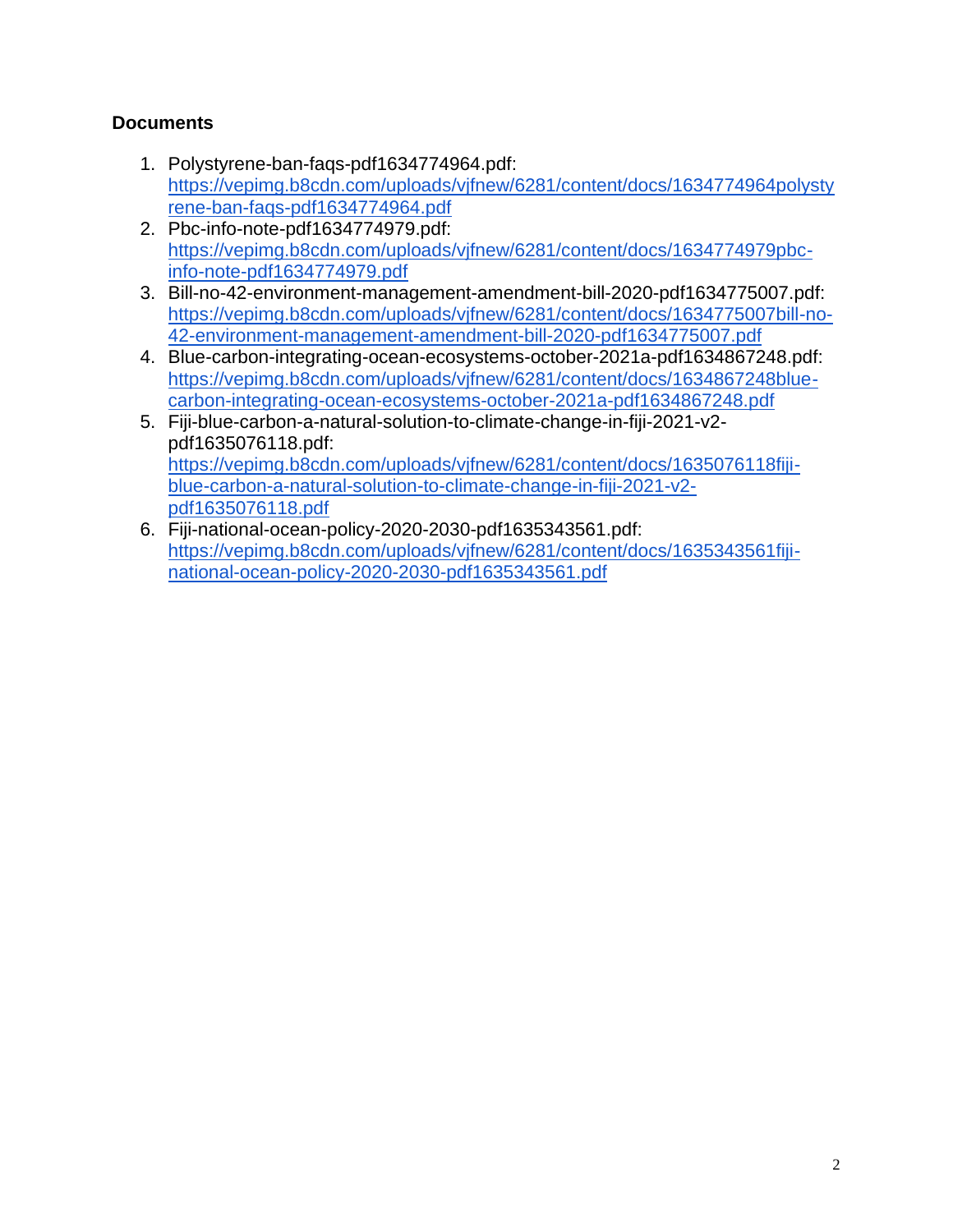**Documents**

1. Polystyrene-ban-faqs-pdf1634774964.pdf: https://vepimg.b8cdn.com/uploads/vjfnew/6281/content/docs/1634774964polystyrene-ban-faqs-pdf1634774964.pdf
2. Pbc-info-note-pdf1634774979.pdf: https://vepimg.b8cdn.com/uploads/vjfnew/6281/content/docs/1634774979pbc-info-note-pdf1634774979.pdf
3. Bill-no-42-environment-management-amendment-bill-2020-pdf1634775007.pdf: https://vepimg.b8cdn.com/uploads/vjfnew/6281/content/docs/1634775007bill-no-42-environment-management-amendment-bill-2020-pdf1634775007.pdf
4. Blue-carbon-integrating-ocean-ecosystems-october-2021a-pdf1634867248.pdf: https://vepimg.b8cdn.com/uploads/vjfnew/6281/content/docs/1634867248blue-carbon-integrating-ocean-ecosystems-october-2021a-pdf1634867248.pdf
5. Fiji-blue-carbon-a-natural-solution-to-climate-change-in-fiji-2021-v2-pdf1635076118.pdf: https://vepimg.b8cdn.com/uploads/vjfnew/6281/content/docs/1635076118fiji-blue-carbon-a-natural-solution-to-climate-change-in-fiji-2021-v2-pdf1635076118.pdf
6. Fiji-national-ocean-policy-2020-2030-pdf1635343561.pdf: https://vepimg.b8cdn.com/uploads/vjfnew/6281/content/docs/1635343561fiji-national-ocean-policy-2020-2030-pdf1635343561.pdf